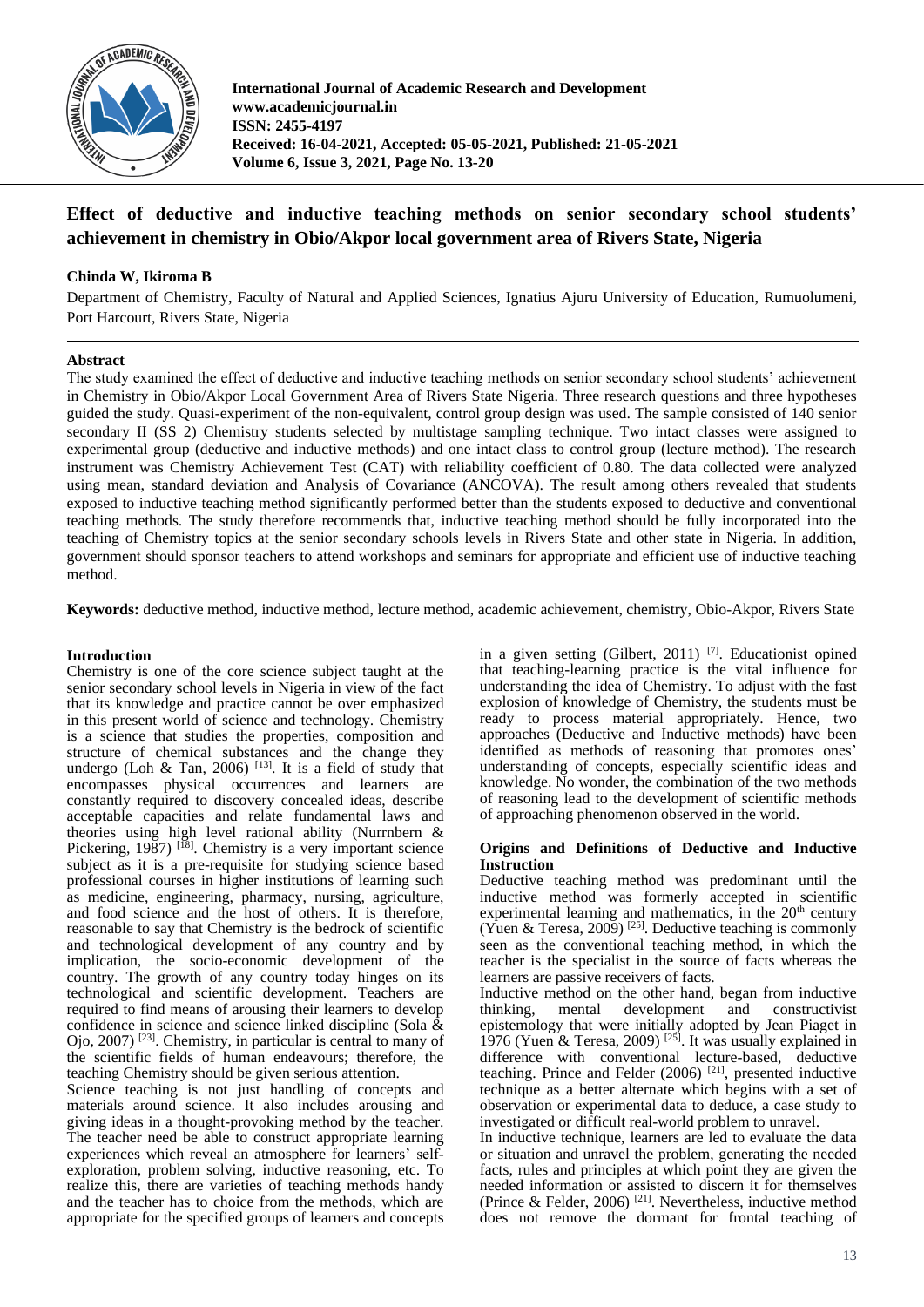# Effect of deductive and inductive teaching methods on senior secondary school students' achievement in chemistry in Obio/Akpor local government area of Rivers State, Nigeria

**Chinda W, Ikiroma B**

Department of Chemistry, Faculty of Natural and Applied Sciences, Ignatius Ajuru University of Education, Rumuolumeni, Port Harcourt, Rivers State, Nigeria

## Abstract

The study examined the effect of deductive and inductive teaching methods on senior secondary school students' achievement in Chemistry in Obio/Akpor Local Government Area of Rivers State Nigeria. Three research questions and three hypotheses guided the study. Quasi-experiment of the non-equivalent, control group design was used. The sample consisted of 140 senior secondary II (SS 2) Chemistry students selected by multistage sampling technique. Two intact classes were assigned to experimental group (deductive and inductive methods) and one intact class to control group (lecture method). The research instrument was Chemistry Achievement Test (CAT) with reliability coefficient of 0.80. The data collected were analyzed using mean, standard deviation and Analysis of Covariance (ANCOVA). The result among others revealed that students exposed to inductive teaching method significantly performed better than the students exposed to deductive and conventional teaching methods. The study therefore recommends that, inductive teaching method should be fully incorporated into the teaching of Chemistry topics at the senior secondary schools levels in Rivers State and other state in Nigeria. In addition, government should sponsor teachers to attend workshops and seminars for appropriate and efficient use of inductive teaching method.

**Keywords:** deductive method, inductive method, lecture method, academic achievement, chemistry, Obio-Akpor, Rivers State

## Introduction

Chemistry is one of the core science subject taught at the senior secondary school levels in Nigeria in view of the fact that its knowledge and practice cannot be over emphasized in this present world of science and technology. Chemistry is a science that studies the properties, composition and structure of chemical substances and the change they undergo (Loh & Tan, 2006) [13]. It is a field of study that encompasses physical occurrences and learners are constantly required to discovery concealed ideas, describe acceptable capacities and relate fundamental laws and theories using high level rational ability (Nurrnbern & Pickering, 1987) [18]. Chemistry is a very important science subject as it is a pre-requisite for studying science based professional courses in higher institutions of learning such as medicine, engineering, pharmacy, nursing, agriculture, and food science and the host of others. It is therefore, reasonable to say that Chemistry is the bedrock of scientific and technological development of any country and by implication, the socio-economic development of the country. The growth of any country today hinges on its technological and scientific development. Teachers are required to find means of arousing their learners to develop confidence in science and science linked discipline (Sola & Ojo, 2007) [23]. Chemistry, in particular is central to many of the scientific fields of human endeavours; therefore, the teaching Chemistry should be given serious attention.

Science teaching is not just handling of concepts and materials around science. It also includes arousing and giving ideas in a thought-provoking method by the teacher. The teacher need be able to construct appropriate learning experiences which reveal an atmosphere for learners' self-exploration, problem solving, inductive reasoning, etc. To realize this, there are varieties of teaching methods handy and the teacher has to choice from the methods, which are appropriate for the specified groups of learners and concepts in a given setting (Gilbert, 2011) [7]. Educationist opined that teaching-learning practice is the vital influence for understanding the idea of Chemistry. To adjust with the fast explosion of knowledge of Chemistry, the students must be ready to process material appropriately. Hence, two approaches (Deductive and Inductive methods) have been identified as methods of reasoning that promotes ones' understanding of concepts, especially scientific ideas and knowledge. No wonder, the combination of the two methods of reasoning lead to the development of scientific methods of approaching phenomenon observed in the world.

### Origins and Definitions of Deductive and Inductive Instruction

Deductive teaching method was predominant until the inductive method was formerly accepted in scientific experimental learning and mathematics, in the 20th century (Yuen & Teresa, 2009) [25]. Deductive teaching is commonly seen as the conventional teaching method, in which the teacher is the specialist in the source of facts whereas the learners are passive receivers of facts.

Inductive method on the other hand, began from inductive thinking, mental development and constructivist epistemology that were initially adopted by Jean Piaget in 1976 (Yuen & Teresa, 2009) [25]. It was usually explained in difference with conventional lecture-based, deductive teaching. Prince and Felder (2006) [21], presented inductive technique as a better alternate which begins with a set of observation or experimental data to deduce, a case study to investigated or difficult real-world problem to unravel.

In inductive technique, learners are led to evaluate the data or situation and unravel the problem, generating the needed facts, rules and principles at which point they are given the needed information or assisted to discern it for themselves (Prince & Felder, 2006) [21]. Nevertheless, inductive method does not remove the dormant for frontal teaching of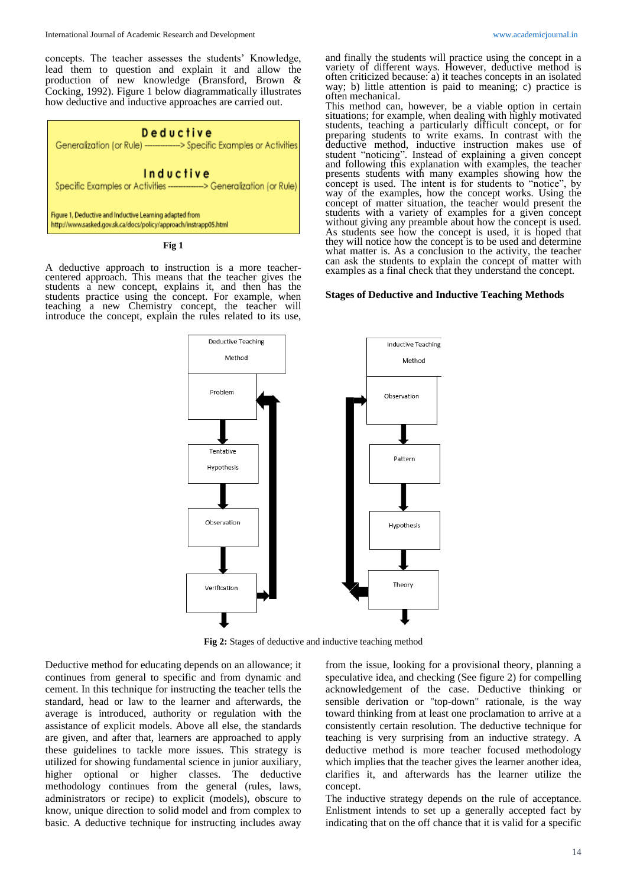concepts. The teacher assesses the students' Knowledge, lead them to question and explain it and allow the production of new knowledge (Bransford, Brown & Cocking, 1992). Figure 1 below diagrammatically illustrates how deductive and inductive approaches are carried out.

**Deductive**

Generalization (or Rule) ------------> Specific Examples or Activities

**Inductive**

Specific Examples or Activities ------------> Generalization (or Rule)

Figure 1, Deductive and Inductive Learning adapted from http://www.sasked.gov.sk.ca/docs/policy/approach/instrapp05.html

**Fig 1**

A deductive approach to instruction is a more teacher-centered approach. This means that the teacher gives the students a new concept, explains it, and then has the students practice using the concept. For example, when teaching a new Chemistry concept, the teacher will introduce the concept, explain the rules related to its use, and finally the students will practice using the concept in a variety of different ways. However, deductive method is often criticized because: a) it teaches concepts in an isolated way; b) little attention is paid to meaning; c) practice is often mechanical.

This method can, however, be a viable option in certain situations; for example, when dealing with highly motivated students, teaching a particularly difficult concept, or for preparing students to write exams. In contrast with the deductive method, inductive instruction makes use of student "noticing". Instead of explaining a given concept and following this explanation with examples, the teacher presents students with many examples showing how the concept is used. The intent is for students to "notice", by way of the examples, how the concept works. Using the concept of matter situation, the teacher would present the students with a variety of examples for a given concept without giving any preamble about how the concept is used. As students see how the concept is used, it is hoped that they will notice how the concept is to be used and determine what matter is. As a conclusion to the activity, the teacher can ask the students to explain the concept of matter with examples as a final check that they understand the concept.

**Stages of Deductive and Inductive Teaching Methods**

Deductive Teaching Method: Problem → Tentative Hypothesis → Observation → Verification

Inductive Teaching Method: Observation → Pattern → Hypothesis → Theory

**Fig 2:** Stages of deductive and inductive teaching method

Deductive method for educating depends on an allowance; it continues from general to specific and from dynamic and cement. In this technique for instructing the teacher tells the standard, head or law to the learner and afterwards, the average is introduced, authority or regulation with the assistance of explicit models. Above all else, the standards are given, and after that, learners are approached to apply these guidelines to tackle more issues. This strategy is utilized for showing fundamental science in junior auxiliary, higher optional or higher classes. The deductive methodology continues from the general (rules, laws, administrators or recipe) to explicit (models), obscure to know, unique direction to solid model and from complex to basic. A deductive technique for instructing includes away from the issue, looking for a provisional theory, planning a speculative idea, and checking (See figure 2) for compelling acknowledgement of the case. Deductive thinking or sensible derivation or "top-down" rationale, is the way toward thinking from at least one proclamation to arrive at a consistently certain resolution. The deductive technique for teaching is very surprising from an inductive strategy. A deductive method is more teacher focused methodology which implies that the teacher gives the learner another idea, clarifies it, and afterwards has the learner utilize the concept.

The inductive strategy depends on the rule of acceptance. Enlistment intends to set up a generally accepted fact by indicating that on the off chance that it is valid for a specific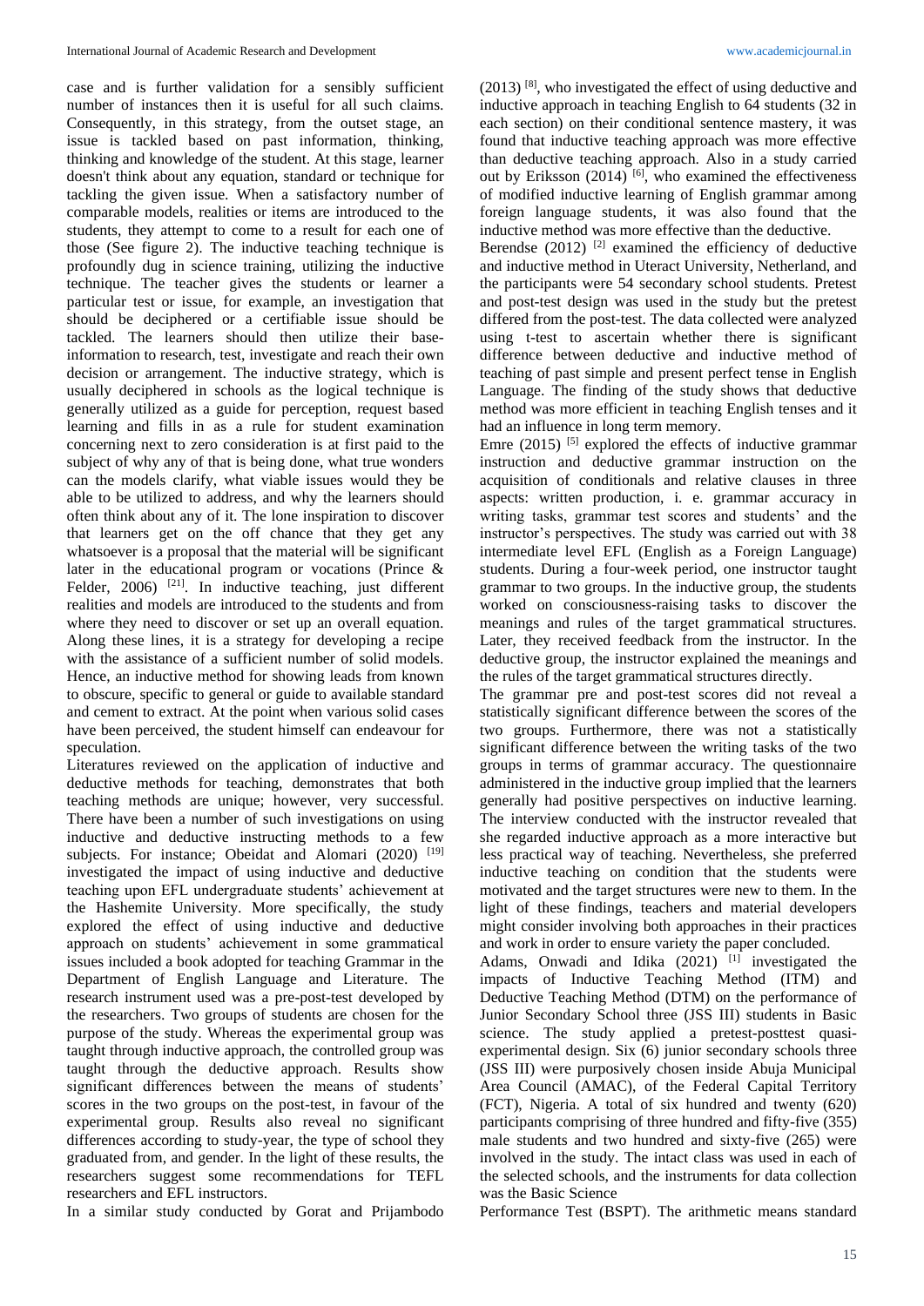case and is further validation for a sensibly sufficient number of instances then it is useful for all such claims. Consequently, in this strategy, from the outset stage, an issue is tackled based on past information, thinking, thinking and knowledge of the student. At this stage, learner doesn't think about any equation, standard or technique for tackling the given issue. When a satisfactory number of comparable models, realities or items are introduced to the students, they attempt to come to a result for each one of those (See figure 2). The inductive teaching technique is profoundly dug in science training, utilizing the inductive technique. The teacher gives the students or learner a particular test or issue, for example, an investigation that should be deciphered or a certifiable issue should be tackled. The learners should then utilize their base-information to research, test, investigate and reach their own decision or arrangement. The inductive strategy, which is usually deciphered in schools as the logical technique is generally utilized as a guide for perception, request based learning and fills in as a rule for student examination concerning next to zero consideration is at first paid to the subject of why any of that is being done, what true wonders can the models clarify, what viable issues would they be able to be utilized to address, and why the learners should often think about any of it. The lone inspiration to discover that learners get on the off chance that they get any whatsoever is a proposal that the material will be significant later in the educational program or vocations (Prince & Felder, 2006) [21]. In inductive teaching, just different realities and models are introduced to the students and from where they need to discover or set up an overall equation. Along these lines, it is a strategy for developing a recipe with the assistance of a sufficient number of solid models. Hence, an inductive method for showing leads from known to obscure, specific to general or guide to available standard and cement to extract. At the point when various solid cases have been perceived, the student himself can endeavour for speculation.

Literatures reviewed on the application of inductive and deductive methods for teaching, demonstrates that both teaching methods are unique; however, very successful. There have been a number of such investigations on using inductive and deductive instructing methods to a few subjects. For instance; Obeidat and Alomari (2020) [19] investigated the impact of using inductive and deductive teaching upon EFL undergraduate students' achievement at the Hashemite University. More specifically, the study explored the effect of using inductive and deductive approach on students' achievement in some grammatical issues included a book adopted for teaching Grammar in the Department of English Language and Literature. The research instrument used was a pre-post-test developed by the researchers. Two groups of students are chosen for the purpose of the study. Whereas the experimental group was taught through inductive approach, the controlled group was taught through the deductive approach. Results show significant differences between the means of students' scores in the two groups on the post-test, in favour of the experimental group. Results also reveal no significant differences according to study-year, the type of school they graduated from, and gender. In the light of these results, the researchers suggest some recommendations for TEFL researchers and EFL instructors.

In a similar study conducted by Gorat and Prijambodo (2013) [8], who investigated the effect of using deductive and inductive approach in teaching English to 64 students (32 in each section) on their conditional sentence mastery, it was found that inductive teaching approach was more effective than deductive teaching approach. Also in a study carried out by Eriksson (2014) [6], who examined the effectiveness of modified inductive learning of English grammar among foreign language students, it was also found that the inductive method was more effective than the deductive.

Berendse (2012) [2] examined the efficiency of deductive and inductive method in Uteract University, Netherland, and the participants were 54 secondary school students. Pretest and post-test design was used in the study but the pretest differed from the post-test. The data collected were analyzed using t-test to ascertain whether there is significant difference between deductive and inductive method of teaching of past simple and present perfect tense in English Language. The finding of the study shows that deductive method was more efficient in teaching English tenses and it had an influence in long term memory.

Emre (2015) [5] explored the effects of inductive grammar instruction and deductive grammar instruction on the acquisition of conditionals and relative clauses in three aspects: written production, i. e. grammar accuracy in writing tasks, grammar test scores and students' and the instructor's perspectives. The study was carried out with 38 intermediate level EFL (English as a Foreign Language) students. During a four-week period, one instructor taught grammar to two groups. In the inductive group, the students worked on consciousness-raising tasks to discover the meanings and rules of the target grammatical structures. Later, they received feedback from the instructor. In the deductive group, the instructor explained the meanings and the rules of the target grammatical structures directly.

The grammar pre and post-test scores did not reveal a statistically significant difference between the scores of the two groups. Furthermore, there was not a statistically significant difference between the writing tasks of the two groups in terms of grammar accuracy. The questionnaire administered in the inductive group implied that the learners generally had positive perspectives on inductive learning. The interview conducted with the instructor revealed that she regarded inductive approach as a more interactive but less practical way of teaching. Nevertheless, she preferred inductive teaching on condition that the students were motivated and the target structures were new to them. In the light of these findings, teachers and material developers might consider involving both approaches in their practices and work in order to ensure variety the paper concluded.

Adams, Onwadi and Idika (2021) [1] investigated the impacts of Inductive Teaching Method (ITM) and Deductive Teaching Method (DTM) on the performance of Junior Secondary School three (JSS III) students in Basic science. The study applied a pretest-posttest quasi-experimental design. Six (6) junior secondary schools three (JSS III) were purposively chosen inside Abuja Municipal Area Council (AMAC), of the Federal Capital Territory (FCT), Nigeria. A total of six hundred and twenty (620) participants comprising of three hundred and fifty-five (355) male students and two hundred and sixty-five (265) were involved in the study. The intact class was used in each of the selected schools, and the instruments for data collection was the Basic Science

Performance Test (BSPT). The arithmetic means standard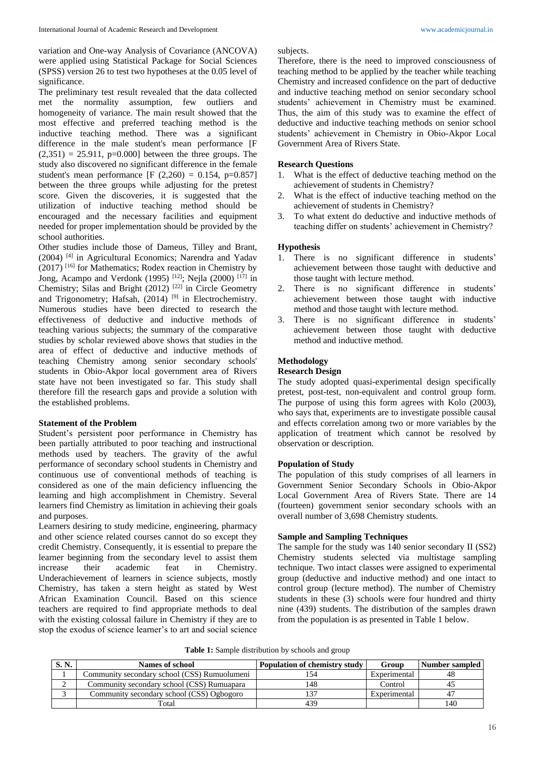variation and One-way Analysis of Covariance (ANCOVA) were applied using Statistical Package for Social Sciences (SPSS) version 26 to test two hypotheses at the 0.05 level of significance.

The preliminary test result revealed that the data collected met the normality assumption, few outliers and homogeneity of variance. The main result showed that the most effective and preferred teaching method is the inductive teaching method. There was a significant difference in the male student's mean performance [F $(2,351) = 25.911$, $p=0.000$] between the three groups. The study also discovered no significant difference in the female student's mean performance [F $(2,260) = 0.154$, $p=0.857$] between the three groups while adjusting for the pretest score. Given the discoveries, it is suggested that the utilization of inductive teaching method should be encouraged and the necessary facilities and equipment needed for proper implementation should be provided by the school authorities.

Other studies include those of Dameus, Tilley and Brant, (2004) [4] in Agricultural Economics; Narendra and Yadav (2017) [16] for Mathematics; Rodex reaction in Chemistry by Jong, Acampo and Verdonk (1995) [12]; Nejla (2000) [17] in Chemistry; Silas and Bright (2012) [22] in Circle Geometry and Trigonometry; Hafsah, (2014) [9] in Electrochemistry. Numerous studies have been directed to research the effectiveness of deductive and inductive methods of teaching various subjects; the summary of the comparative studies by scholar reviewed above shows that studies in the area of effect of deductive and inductive methods of teaching Chemistry among senior secondary schools' students in Obio-Akpor local government area of Rivers state have not been investigated so far. This study shall therefore fill the research gaps and provide a solution with the established problems.

**Statement of the Problem**

Student's persistent poor performance in Chemistry has been partially attributed to poor teaching and instructional methods used by teachers. The gravity of the awful performance of secondary school students in Chemistry and continuous use of conventional methods of teaching is considered as one of the main deficiency influencing the learning and high accomplishment in Chemistry. Several learners find Chemistry as limitation in achieving their goals and purposes.

Learners desiring to study medicine, engineering, pharmacy and other science related courses cannot do so except they credit Chemistry. Consequently, it is essential to prepare the learner beginning from the secondary level to assist them increase their academic feat in Chemistry. Underachievement of learners in science subjects, mostly Chemistry, has taken a stern height as stated by West African Examination Council. Based on this science teachers are required to find appropriate methods to deal with the existing colossal failure in Chemistry if they are to stop the exodus of science learner's to art and social science subjects.

Therefore, there is the need to improved consciousness of teaching method to be applied by the teacher while teaching Chemistry and increased confidence on the part of deductive and inductive teaching method on senior secondary school students' achievement in Chemistry must be examined. Thus, the aim of this study was to examine the effect of deductive and inductive teaching methods on senior school students' achievement in Chemistry in Obio-Akpor Local Government Area of Rivers State.

**Research Questions**

1. What is the effect of deductive teaching method on the achievement of students in Chemistry?
2. What is the effect of inductive teaching method on the achievement of students in Chemistry?
3. To what extent do deductive and inductive methods of teaching differ on students' achievement in Chemistry?

**Hypothesis**

1. There is no significant difference in students' achievement between those taught with deductive and those taught with lecture method.
2. There is no significant difference in students' achievement between those taught with inductive method and those taught with lecture method.
3. There is no significant difference in students' achievement between those taught with deductive method and inductive method.

**Methodology**

**Research Design**

The study adopted quasi-experimental design specifically pretest, post-test, non-equivalent and control group form. The purpose of using this form agrees with Kolo (2003), who says that, experiments are to investigate possible causal and effects correlation among two or more variables by the application of treatment which cannot be resolved by observation or description.

**Population of Study**

The population of this study comprises of all learners in Government Senior Secondary Schools in Obio-Akpor Local Government Area of Rivers State. There are 14 (fourteen) government senior secondary schools with an overall number of 3,698 Chemistry students.

**Sample and Sampling Techniques**

The sample for the study was 140 senior secondary II (SS2) Chemistry students selected via multistage sampling technique. Two intact classes were assigned to experimental group (deductive and inductive method) and one intact to control group (lecture method). The number of Chemistry students in these (3) schools were four hundred and thirty nine (439) students. The distribution of the samples drawn from the population is as presented in Table 1 below.

**Table 1:** Sample distribution by schools and group

| S. N. | Names of school | Population of chemistry study | Group | Number sampled |
|---|---|---|---|---|
| 1 | Community secondary school (CSS) Rumuolumeni | 154 | Experimental | 48 |
| 2 | Community secondary school (CSS) Rumuapara | 148 | Control | 45 |
| 3 | Community secondary school (CSS) Ogbogoro | 137 | Experimental | 47 |
| | Total | 439 | | 140 |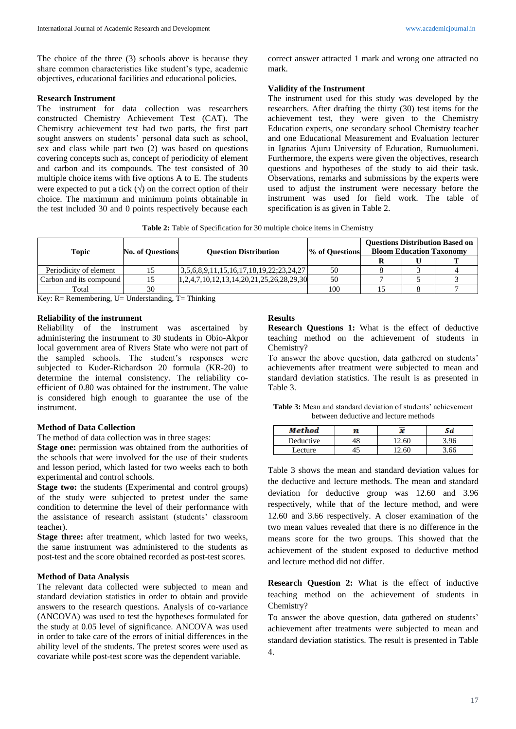The choice of the three (3) schools above is because they share common characteristics like student's type, academic objectives, educational facilities and educational policies.

### Research Instrument

The instrument for data collection was researchers constructed Chemistry Achievement Test (CAT). The Chemistry achievement test had two parts, the first part sought answers on students' personal data such as school, sex and class while part two (2) was based on questions covering concepts such as, concept of periodicity of element and carbon and its compounds. The test consisted of 30 multiple choice items with five options A to E. The students were expected to put a tick (√) on the correct option of their choice. The maximum and minimum points obtainable in the test included 30 and 0 points respectively because each correct answer attracted 1 mark and wrong one attracted no mark.

### Validity of the Instrument

The instrument used for this study was developed by the researchers. After drafting the thirty (30) test items for the achievement test, they were given to the Chemistry Education experts, one secondary school Chemistry teacher and one Educational Measurement and Evaluation lecturer in Ignatius Ajuru University of Education, Rumuolumeni. Furthermore, the experts were given the objectives, research questions and hypotheses of the study to aid their task. Observations, remarks and submissions by the experts were used to adjust the instrument were necessary before the instrument was used for field work. The table of specification is as given in Table 2.

**Table 2:** Table of Specification for 30 multiple choice items in Chemistry

| Topic | No. of Questions | Question Distribution | % of Questions | Questions Distribution Based on Bloom Education Taxonomy | | |
|---|---|---|---|---|---|---|
| | | | | R | U | T |
| Periodicity of element | 15 | 3,5,6,8,9,11,15,16,17,18,19,22;23,24,27 | 50 | 8 | 3 | 4 |
| Carbon and its compound | 15 | 1,2,4,7,10,12,13,14,20,21,25,26,28,29,30 | 50 | 7 | 5 | 3 |
| Total | 30 | | 100 | 15 | 8 | 7 |

Key: R= Remembering, U= Understanding, T= Thinking

### Reliability of the instrument

Reliability of the instrument was ascertained by administering the instrument to 30 students in Obio-Akpor local government area of Rivers State who were not part of the sampled schools. The student's responses were subjected to Kuder-Richardson 20 formula (KR-20) to determine the internal consistency. The reliability co-efficient of 0.80 was obtained for the instrument. The value is considered high enough to guarantee the use of the instrument.

### Method of Data Collection

The method of data collection was in three stages:

**Stage one:** permission was obtained from the authorities of the schools that were involved for the use of their students and lesson period, which lasted for two weeks each to both experimental and control schools.

**Stage two:** the students (Experimental and control groups) of the study were subjected to pretest under the same condition to determine the level of their performance with the assistance of research assistant (students' classroom teacher).

**Stage three:** after treatment, which lasted for two weeks, the same instrument was administered to the students as post-test and the score obtained recorded as post-test scores.

### Method of Data Analysis

The relevant data collected were subjected to mean and standard deviation statistics in order to obtain and provide answers to the research questions. Analysis of co-variance (ANCOVA) was used to test the hypotheses formulated for the study at 0.05 level of significance. ANCOVA was used in order to take care of the errors of initial differences in the ability level of the students. The pretest scores were used as covariate while post-test score was the dependent variable.

### Results

**Research Questions 1:** What is the effect of deductive teaching method on the achievement of students in Chemistry?

To answer the above question, data gathered on students' achievements after treatment were subjected to mean and standard deviation statistics. The result is as presented in Table 3.

**Table 3:** Mean and standard deviation of students' achievement between deductive and lecture methods

| *Method* | $n$ | $\bar{x}$ | *Sd* |
|---|---|---|---|
| Deductive | 48 | 12.60 | 3.96 |
| Lecture | 45 | 12.60 | 3.66 |

Table 3 shows the mean and standard deviation values for the deductive and lecture methods. The mean and standard deviation for deductive group was 12.60 and 3.96 respectively, while that of the lecture method, and were 12.60 and 3.66 respectively. A closer examination of the two mean values revealed that there is no difference in the means score for the two groups. This showed that the achievement of the student exposed to deductive method and lecture method did not differ.

**Research Question 2:** What is the effect of inductive teaching method on the achievement of students in Chemistry?

To answer the above question, data gathered on students' achievement after treatments were subjected to mean and standard deviation statistics. The result is presented in Table 4.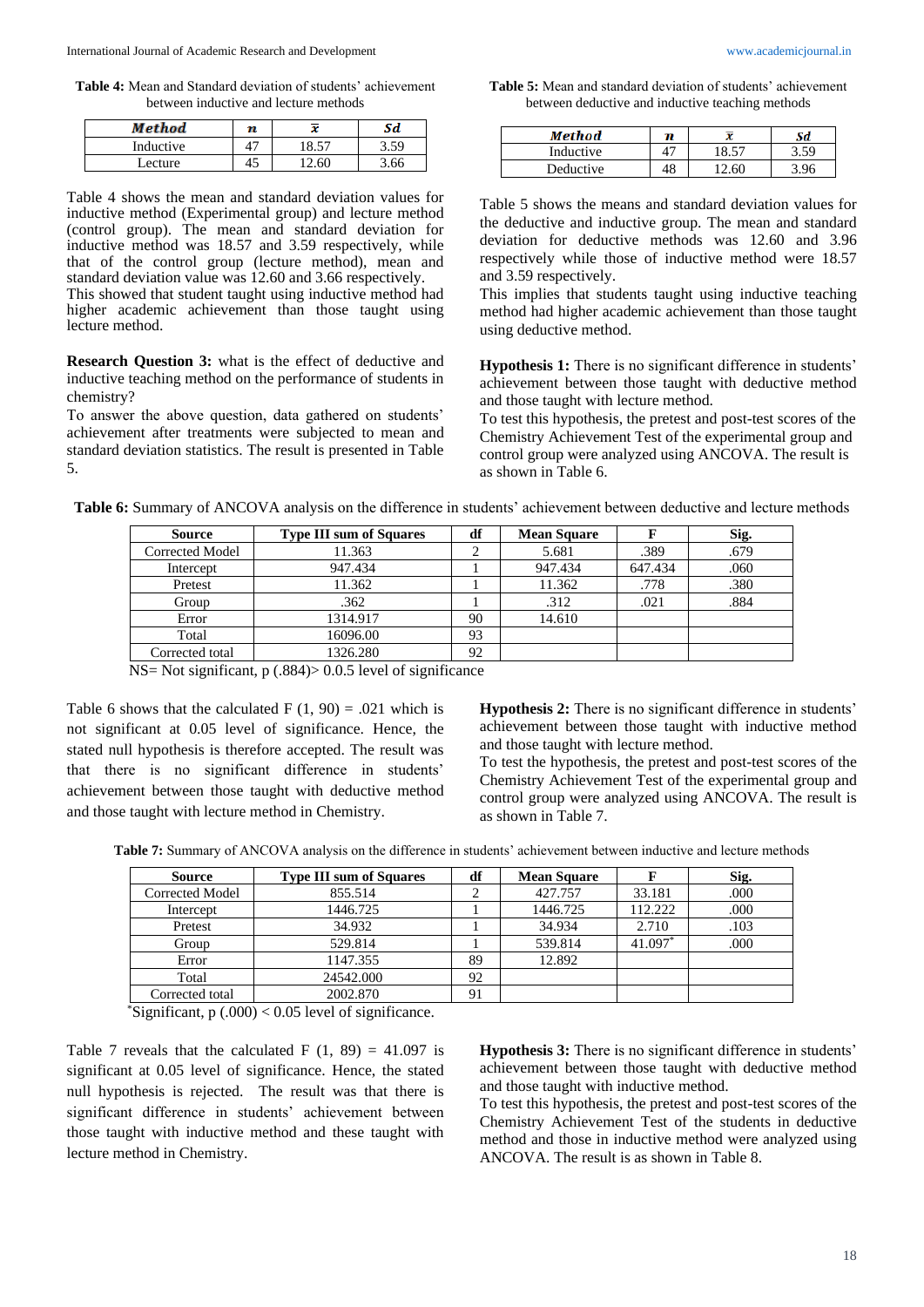**Table 4:** Mean and Standard deviation of students' achievement between inductive and lecture methods

| *Method* | *n* | $\bar{x}$ | *Sd* |
|---|---|---|---|
| Inductive | 47 | 18.57 | 3.59 |
| Lecture | 45 | 12.60 | 3.66 |

Table 4 shows the mean and standard deviation values for inductive method (Experimental group) and lecture method (control group). The mean and standard deviation for inductive method was 18.57 and 3.59 respectively, while that of the control group (lecture method), mean and standard deviation value was 12.60 and 3.66 respectively.
This showed that student taught using inductive method had higher academic achievement than those taught using lecture method.

**Research Question 3:** what is the effect of deductive and inductive teaching method on the performance of students in chemistry?
To answer the above question, data gathered on students' achievement after treatments were subjected to mean and standard deviation statistics. The result is presented in Table 5.

**Table 5:** Mean and standard deviation of students' achievement between deductive and inductive teaching methods

| *Method* | *n* | $\bar{x}$ | *Sd* |
|---|---|---|---|
| Inductive | 47 | 18.57 | 3.59 |
| Deductive | 48 | 12.60 | 3.96 |

Table 5 shows the means and standard deviation values for the deductive and inductive group. The mean and standard deviation for deductive methods was 12.60 and 3.96 respectively while those of inductive method were 18.57 and 3.59 respectively.
This implies that students taught using inductive teaching method had higher academic achievement than those taught using deductive method.

**Hypothesis 1:** There is no significant difference in students' achievement between those taught with deductive method and those taught with lecture method.
To test this hypothesis, the pretest and post-test scores of the Chemistry Achievement Test of the experimental group and control group were analyzed using ANCOVA. The result is as shown in Table 6.

**Table 6:** Summary of ANCOVA analysis on the difference in students' achievement between deductive and lecture methods

| Source | Type III sum of Squares | df | Mean Square | F | Sig. |
|---|---|---|---|---|---|
| Corrected Model | 11.363 | 2 | 5.681 | .389 | .679 |
| Intercept | 947.434 | 1 | 947.434 | 647.434 | .060 |
| Pretest | 11.362 | 1 | 11.362 | .778 | .380 |
| Group | .362 | 1 | .312 | .021 | .884 |
| Error | 1314.917 | 90 | 14.610 | | |
| Total | 16096.00 | 93 | | | |
| Corrected total | 1326.280 | 92 | | | |

NS= Not significant, p (.884)> 0.0.5 level of significance

Table 6 shows that the calculated F (1, 90) = .021 which is not significant at 0.05 level of significance. Hence, the stated null hypothesis is therefore accepted. The result was that there is no significant difference in students' achievement between those taught with deductive method and those taught with lecture method in Chemistry.

**Hypothesis 2:** There is no significant difference in students' achievement between those taught with inductive method and those taught with lecture method.
To test the hypothesis, the pretest and post-test scores of the Chemistry Achievement Test of the experimental group and control group were analyzed using ANCOVA. The result is as shown in Table 7.

**Table 7:** Summary of ANCOVA analysis on the difference in students' achievement between inductive and lecture methods

| Source | Type III sum of Squares | df | Mean Square | F | Sig. |
|---|---|---|---|---|---|
| Corrected Model | 855.514 | 2 | 427.757 | 33.181 | .000 |
| Intercept | 1446.725 | 1 | 1446.725 | 112.222 | .000 |
| Pretest | 34.932 | 1 | 34.934 | 2.710 | .103 |
| Group | 529.814 | 1 | 539.814 | 41.097* | .000 |
| Error | 1147.355 | 89 | 12.892 | | |
| Total | 24542.000 | 92 | | | |
| Corrected total | 2002.870 | 91 | | | |

*Significant, p (.000) < 0.05 level of significance.

Table 7 reveals that the calculated F (1, 89) = 41.097 is significant at 0.05 level of significance. Hence, the stated null hypothesis is rejected. The result was that there is significant difference in students' achievement between those taught with inductive method and these taught with lecture method in Chemistry.

**Hypothesis 3:** There is no significant difference in students' achievement between those taught with deductive method and those taught with inductive method.
To test this hypothesis, the pretest and post-test scores of the Chemistry Achievement Test of the students in deductive method and those in inductive method were analyzed using ANCOVA. The result is as shown in Table 8.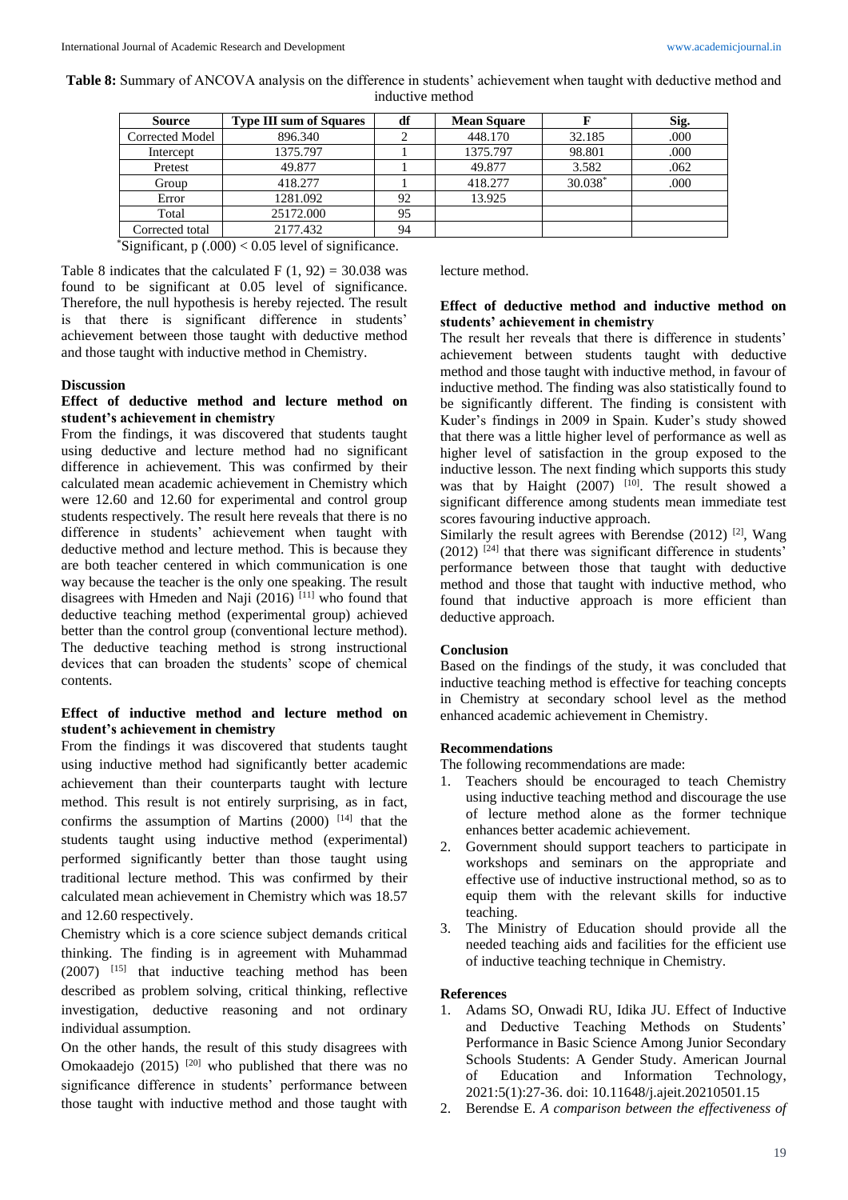**Table 8:** Summary of ANCOVA analysis on the difference in students' achievement when taught with deductive method and inductive method

| Source | Type III sum of Squares | df | Mean Square | F | Sig. |
|---|---|---|---|---|---|
| Corrected Model | 896.340 | 2 | 448.170 | 32.185 | .000 |
| Intercept | 1375.797 | 1 | 1375.797 | 98.801 | .000 |
| Pretest | 49.877 | 1 | 49.877 | 3.582 | .062 |
| Group | 418.277 | 1 | 418.277 | 30.038* | .000 |
| Error | 1281.092 | 92 | 13.925 | | |
| Total | 25172.000 | 95 | | | |
| Corrected total | 2177.432 | 94 | | | |

*Significant, p (.000) < 0.05 level of significance.

Table 8 indicates that the calculated F (1, 92) = 30.038 was found to be significant at 0.05 level of significance. Therefore, the null hypothesis is hereby rejected. The result is that there is significant difference in students' achievement between those taught with deductive method and those taught with inductive method in Chemistry.

## Discussion

### Effect of deductive method and lecture method on student's achievement in chemistry

From the findings, it was discovered that students taught using deductive and lecture method had no significant difference in achievement. This was confirmed by their calculated mean academic achievement in Chemistry which were 12.60 and 12.60 for experimental and control group students respectively. The result here reveals that there is no difference in students' achievement when taught with deductive method and lecture method. This is because they are both teacher centered in which communication is one way because the teacher is the only one speaking. The result disagrees with Hmeden and Naji (2016) [11] who found that deductive teaching method (experimental group) achieved better than the control group (conventional lecture method). The deductive teaching method is strong instructional devices that can broaden the students' scope of chemical contents.

### Effect of inductive method and lecture method on student's achievement in chemistry

From the findings it was discovered that students taught using inductive method had significantly better academic achievement than their counterparts taught with lecture method. This result is not entirely surprising, as in fact, confirms the assumption of Martins (2000) [14] that the students taught using inductive method (experimental) performed significantly better than those taught using traditional lecture method. This was confirmed by their calculated mean achievement in Chemistry which was 18.57 and 12.60 respectively.

Chemistry which is a core science subject demands critical thinking. The finding is in agreement with Muhammad (2007) [15] that inductive teaching method has been described as problem solving, critical thinking, reflective investigation, deductive reasoning and not ordinary individual assumption.

On the other hands, the result of this study disagrees with Omokaadejo (2015) [20] who published that there was no significance difference in students' performance between those taught with inductive method and those taught with lecture method.

### Effect of deductive method and inductive method on students' achievement in chemistry

The result her reveals that there is difference in students' achievement between students taught with deductive method and those taught with inductive method, in favour of inductive method. The finding was also statistically found to be significantly different. The finding is consistent with Kuder's findings in 2009 in Spain. Kuder's study showed that there was a little higher level of performance as well as higher level of satisfaction in the group exposed to the inductive lesson. The next finding which supports this study was that by Haight (2007) [10]. The result showed a significant difference among students mean immediate test scores favouring inductive approach.

Similarly the result agrees with Berendse (2012) [2], Wang (2012) [24] that there was significant difference in students' performance between those that taught with deductive method and those that taught with inductive method, who found that inductive approach is more efficient than deductive approach.

## Conclusion

Based on the findings of the study, it was concluded that inductive teaching method is effective for teaching concepts in Chemistry at secondary school level as the method enhanced academic achievement in Chemistry.

## Recommendations

The following recommendations are made:

1. Teachers should be encouraged to teach Chemistry using inductive teaching method and discourage the use of lecture method alone as the former technique enhances better academic achievement.
2. Government should support teachers to participate in workshops and seminars on the appropriate and effective use of inductive instructional method, so as to equip them with the relevant skills for inductive teaching.
3. The Ministry of Education should provide all the needed teaching aids and facilities for the efficient use of inductive teaching technique in Chemistry.

## References

1. Adams SO, Onwadi RU, Idika JU. Effect of Inductive and Deductive Teaching Methods on Students' Performance in Basic Science Among Junior Secondary Schools Students: A Gender Study. American Journal of Education and Information Technology, 2021:5(1):27-36. doi: 10.11648/j.ajeit.20210501.15
2. Berendse E. *A comparison between the effectiveness of*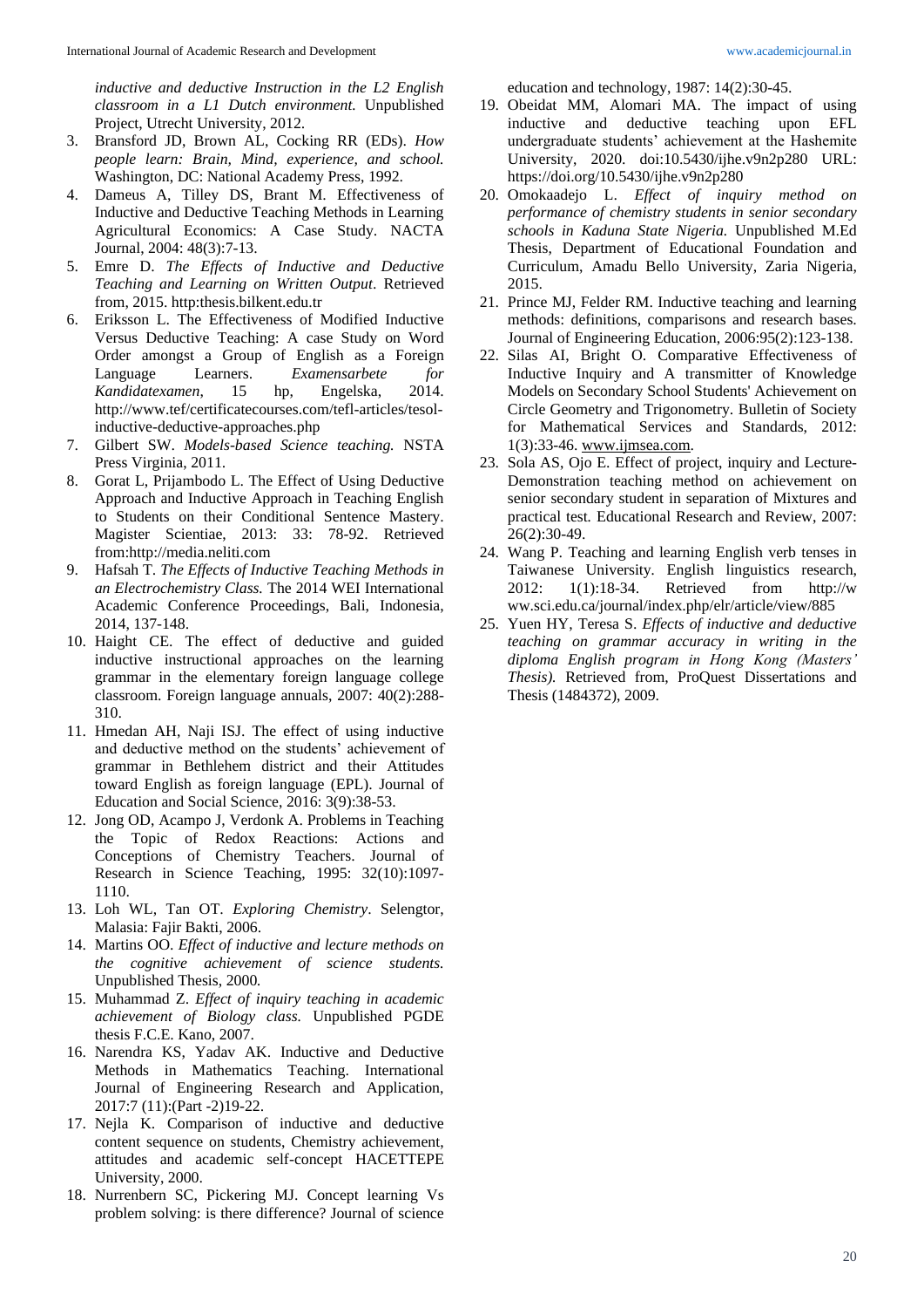*inductive and deductive Instruction in the L2 English classroom in a L1 Dutch environment.* Unpublished Project, Utrecht University, 2012.

3. Bransford JD, Brown AL, Cocking RR (EDs). *How people learn: Brain, Mind, experience, and school.* Washington, DC: National Academy Press, 1992.
4. Dameus A, Tilley DS, Brant M. Effectiveness of Inductive and Deductive Teaching Methods in Learning Agricultural Economics: A Case Study. NACTA Journal, 2004: 48(3):7-13.
5. Emre D. *The Effects of Inductive and Deductive Teaching and Learning on Written Output*. Retrieved from, 2015. http:thesis.bilkent.edu.tr
6. Eriksson L. The Effectiveness of Modified Inductive Versus Deductive Teaching: A case Study on Word Order amongst a Group of English as a Foreign Language Learners. *Examensarbete for Kandidatexamen*, 15 hp, Engelska, 2014. http://www.tef/certificatecourses.com/tefl-articles/tesol-inductive-deductive-approaches.php
7. Gilbert SW. *Models-based Science teaching.* NSTA Press Virginia, 2011.
8. Gorat L, Prijambodo L. The Effect of Using Deductive Approach and Inductive Approach in Teaching English to Students on their Conditional Sentence Mastery. Magister Scientiae, 2013: 33: 78-92. Retrieved from:http://media.neliti.com
9. Hafsah T. *The Effects of Inductive Teaching Methods in an Electrochemistry Class.* The 2014 WEI International Academic Conference Proceedings, Bali, Indonesia, 2014, 137-148.
10. Haight CE. The effect of deductive and guided inductive instructional approaches on the learning grammar in the elementary foreign language college classroom. Foreign language annuals, 2007: 40(2):288-310.
11. Hmedan AH, Naji ISJ. The effect of using inductive and deductive method on the students' achievement of grammar in Bethlehem district and their Attitudes toward English as foreign language (EPL). Journal of Education and Social Science, 2016: 3(9):38-53.
12. Jong OD, Acampo J, Verdonk A. Problems in Teaching the Topic of Redox Reactions: Actions and Conceptions of Chemistry Teachers. Journal of Research in Science Teaching, 1995: 32(10):1097-1110.
13. Loh WL, Tan OT. *Exploring Chemistry*. Selengtor, Malasia: Fajir Bakti, 2006.
14. Martins OO. *Effect of inductive and lecture methods on the cognitive achievement of science students.* Unpublished Thesis, 2000*.*
15. Muhammad Z. *Effect of inquiry teaching in academic achievement of Biology class.* Unpublished PGDE thesis F.C.E. Kano, 2007.
16. Narendra KS, Yadav AK. Inductive and Deductive Methods in Mathematics Teaching. International Journal of Engineering Research and Application, 2017:7 (11):(Part -2)19-22.
17. Nejla K. Comparison of inductive and deductive content sequence on students, Chemistry achievement, attitudes and academic self-concept HACETTEPE University, 2000.
18. Nurrenbern SC, Pickering MJ. Concept learning Vs problem solving: is there difference? Journal of science education and technology, 1987: 14(2):30-45.
19. Obeidat MM, Alomari MA. The impact of using inductive and deductive teaching upon EFL undergraduate students' achievement at the Hashemite University, 2020. doi:10.5430/ijhe.v9n2p280 URL: https://doi.org/10.5430/ijhe.v9n2p280
20. Omokaadejo L. *Effect of inquiry method on performance of chemistry students in senior secondary schools in Kaduna State Nigeria.* Unpublished M.Ed Thesis, Department of Educational Foundation and Curriculum, Amadu Bello University, Zaria Nigeria, 2015.
21. Prince MJ, Felder RM. Inductive teaching and learning methods: definitions, comparisons and research bases. Journal of Engineering Education, 2006:95(2):123-138.
22. Silas AI, Bright O. Comparative Effectiveness of Inductive Inquiry and A transmitter of Knowledge Models on Secondary School Students' Achievement on Circle Geometry and Trigonometry. Bulletin of Society for Mathematical Services and Standards, 2012: 1(3):33-46. www.ijmsea.com.
23. Sola AS, Ojo E. Effect of project, inquiry and Lecture-Demonstration teaching method on achievement on senior secondary student in separation of Mixtures and practical test. Educational Research and Review, 2007: 26(2):30-49.
24. Wang P. Teaching and learning English verb tenses in Taiwanese University. English linguistics research, 2012: 1(1):18-34. Retrieved from http://www.sci.edu.ca/journal/index.php/elr/article/view/885
25. Yuen HY, Teresa S. *Effects of inductive and deductive teaching on grammar accuracy in writing in the diploma English program in Hong Kong (Masters' Thesis).* Retrieved from, ProQuest Dissertations and Thesis (1484372), 2009.